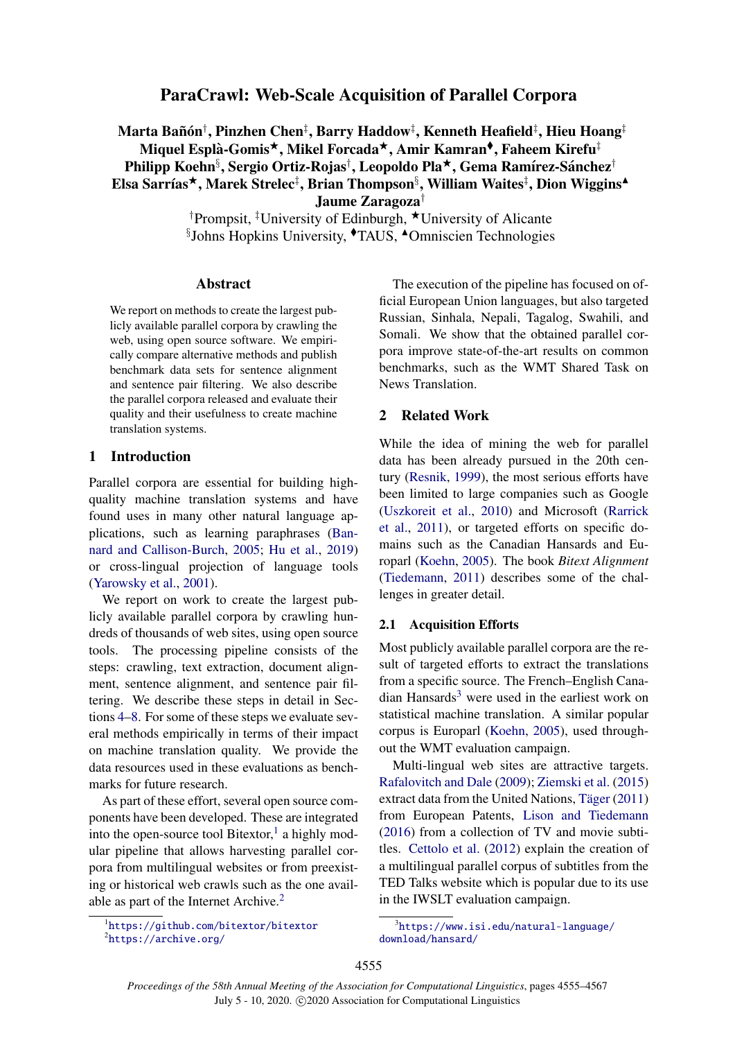# ParaCrawl: Web-Scale Acquisition of Parallel Corpora

**Marta Bañón[†], Pinzhen Chen[‡], Barry Haddow[‡], Kenneth Heafield[‡], Hieu Hoang[‡]**
**Miquel Esplà-Gomis[★], Mikel Forcada[★], Amir Kamran[♦], Faheem Kirefu[‡]**
**Philipp Koehn[§], Sergio Ortiz-Rojas[†], Leopoldo Pla[★], Gema Ramírez-Sánchez[†]**
**Elsa Sarrías[★], Marek Strelec[‡], Brian Thompson[§], William Waites[‡], Dion Wiggins[▲]**
**Jaume Zaragoza[†]**

[†]Prompsit, [‡]University of Edinburgh, [★]University of Alicante
[§]Johns Hopkins University, [♦]TAUS, [▲]Omniscien Technologies

## Abstract

We report on methods to create the largest publicly available parallel corpora by crawling the web, using open source software. We empirically compare alternative methods and publish benchmark data sets for sentence alignment and sentence pair filtering. We also describe the parallel corpora released and evaluate their quality and their usefulness to create machine translation systems.

## 1 Introduction

Parallel corpora are essential for building high-quality machine translation systems and have found uses in many other natural language applications, such as learning paraphrases (Bannard and Callison-Burch, 2005; Hu et al., 2019) or cross-lingual projection of language tools (Yarowsky et al., 2001).

We report on work to create the largest publicly available parallel corpora by crawling hundreds of thousands of web sites, using open source tools. The processing pipeline consists of the steps: crawling, text extraction, document alignment, sentence alignment, and sentence pair filtering. We describe these steps in detail in Sections 4–8. For some of these steps we evaluate several methods empirically in terms of their impact on machine translation quality. We provide the data resources used in these evaluations as benchmarks for future research.

As part of these effort, several open source components have been developed. These are integrated into the open-source tool Bitextor,[1] a highly modular pipeline that allows harvesting parallel corpora from multilingual websites or from preexisting or historical web crawls such as the one available as part of the Internet Archive.[2]

The execution of the pipeline has focused on official European Union languages, but also targeted Russian, Sinhala, Nepali, Tagalog, Swahili, and Somali. We show that the obtained parallel corpora improve state-of-the-art results on common benchmarks, such as the WMT Shared Task on News Translation.

## 2 Related Work

While the idea of mining the web for parallel data has been already pursued in the 20th century (Resnik, 1999), the most serious efforts have been limited to large companies such as Google (Uszkoreit et al., 2010) and Microsoft (Rarrick et al., 2011), or targeted efforts on specific domains such as the Canadian Hansards and Europarl (Koehn, 2005). The book *Bitext Alignment* (Tiedemann, 2011) describes some of the challenges in greater detail.

### 2.1 Acquisition Efforts

Most publicly available parallel corpora are the result of targeted efforts to extract the translations from a specific source. The French–English Canadian Hansards[3] were used in the earliest work on statistical machine translation. A similar popular corpus is Europarl (Koehn, 2005), used throughout the WMT evaluation campaign.

Multi-lingual web sites are attractive targets. Rafalovitch and Dale (2009); Ziemski et al. (2015) extract data from the United Nations, Täger (2011) from European Patents, Lison and Tiedemann (2016) from a collection of TV and movie subtitles. Cettolo et al. (2012) explain the creation of a multilingual parallel corpus of subtitles from the TED Talks website which is popular due to its use in the IWSLT evaluation campaign.

---

[1] https://github.com/bitextor/bitextor
[2] https://archive.org/
[3] https://www.isi.edu/natural-language/download/hansard/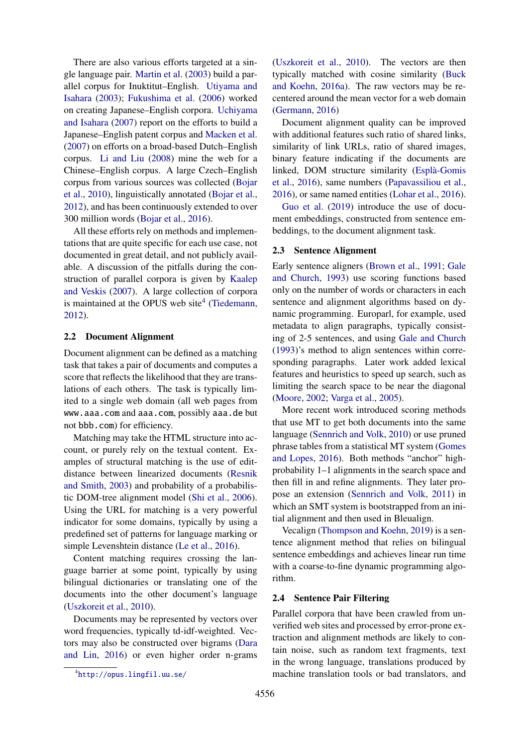There are also various efforts targeted at a single language pair. Martin et al. (2003) build a parallel corpus for Inuktitut–English. Utiyama and Isahara (2003); Fukushima et al. (2006) worked on creating Japanese–English corpora. Uchiyama and Isahara (2007) report on the efforts to build a Japanese–English patent corpus and Macken et al. (2007) on efforts on a broad-based Dutch–English corpus. Li and Liu (2008) mine the web for a Chinese–English corpus. A large Czech–English corpus from various sources was collected (Bojar et al., 2010), linguistically annotated (Bojar et al., 2012), and has been continuously extended to over 300 million words (Bojar et al., 2016).

All these efforts rely on methods and implementations that are quite specific for each use case, not documented in great detail, and not publicly available. A discussion of the pitfalls during the construction of parallel corpora is given by Kaalep and Veskis (2007). A large collection of corpora is maintained at the OPUS web site[4] (Tiedemann, 2012).

## 2.2 Document Alignment

Document alignment can be defined as a matching task that takes a pair of documents and computes a score that reflects the likelihood that they are translations of each others. The task is typically limited to a single web domain (all web pages from `www.aaa.com` and `aaa.com`, possibly `aaa.de` but not `bbb.com`) for efficiency.

Matching may take the HTML structure into account, or purely rely on the textual content. Examples of structural matching is the use of edit-distance between linearized documents (Resnik and Smith, 2003) and probability of a probabilistic DOM-tree alignment model (Shi et al., 2006). Using the URL for matching is a very powerful indicator for some domains, typically by using a predefined set of patterns for language marking or simple Levenshtein distance (Le et al., 2016).

Content matching requires crossing the language barrier at some point, typically by using bilingual dictionaries or translating one of the documents into the other document's language (Uszkoreit et al., 2010).

Documents may be represented by vectors over word frequencies, typically td-idf-weighted. Vectors may also be constructed over bigrams (Dara and Lin, 2016) or even higher order n-grams (Uszkoreit et al., 2010). The vectors are then typically matched with cosine similarity (Buck and Koehn, 2016a). The raw vectors may be recentered around the mean vector for a web domain (Germann, 2016)

Document alignment quality can be improved with additional features such ratio of shared links, similarity of link URLs, ratio of shared images, binary feature indicating if the documents are linked, DOM structure similarity (Esplà-Gomis et al., 2016), same numbers (Papavassiliou et al., 2016), or same named entities (Lohar et al., 2016).

Guo et al. (2019) introduce the use of document embeddings, constructed from sentence embeddings, to the document alignment task.

## 2.3 Sentence Alignment

Early sentence aligners (Brown et al., 1991; Gale and Church, 1993) use scoring functions based only on the number of words or characters in each sentence and alignment algorithms based on dynamic programming. Europarl, for example, used metadata to align paragraphs, typically consisting of 2-5 sentences, and using Gale and Church (1993)'s method to align sentences within corresponding paragraphs. Later work added lexical features and heuristics to speed up search, such as limiting the search space to be near the diagonal (Moore, 2002; Varga et al., 2005).

More recent work introduced scoring methods that use MT to get both documents into the same language (Sennrich and Volk, 2010) or use pruned phrase tables from a statistical MT system (Gomes and Lopes, 2016). Both methods "anchor" high-probability 1–1 alignments in the search space and then fill in and refine alignments. They later propose an extension (Sennrich and Volk, 2011) in which an SMT system is bootstrapped from an initial alignment and then used in Bleualign.

Vecalign (Thompson and Koehn, 2019) is a sentence alignment method that relies on bilingual sentence embeddings and achieves linear run time with a coarse-to-fine dynamic programming algorithm.

## 2.4 Sentence Pair Filtering

Parallel corpora that have been crawled from unverified web sites and processed by error-prone extraction and alignment methods are likely to contain noise, such as random text fragments, text in the wrong language, translations produced by machine translation tools or bad translators, and

[4] http://opus.lingfil.uu.se/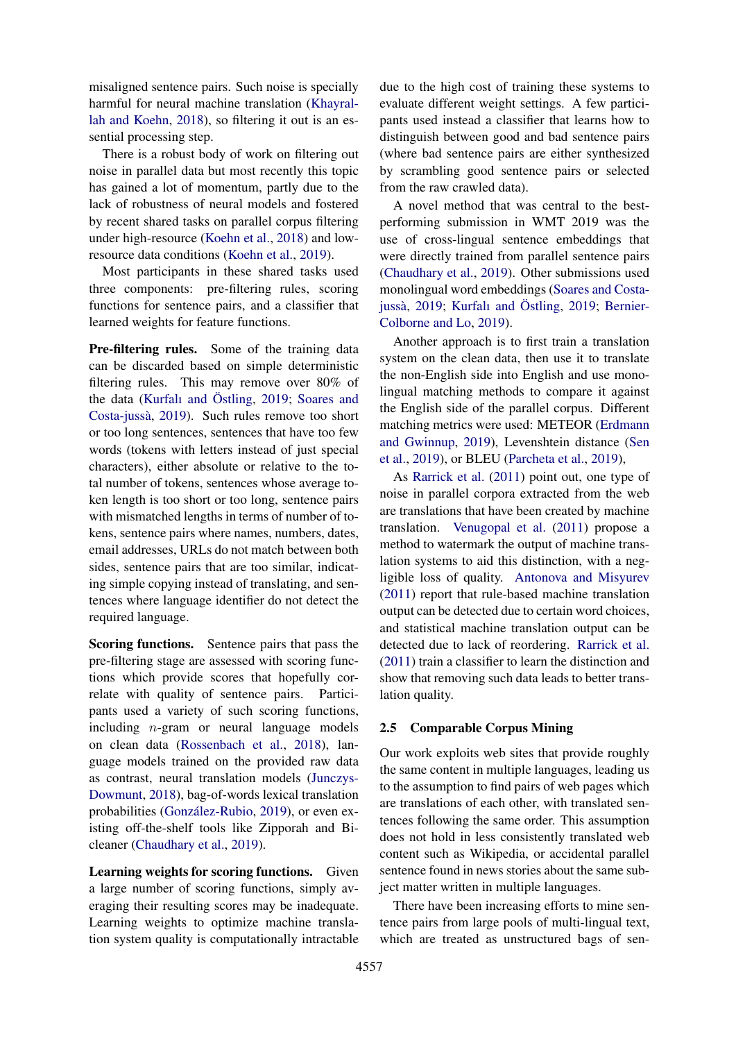misaligned sentence pairs. Such noise is specially harmful for neural machine translation (Khayrallah and Koehn, 2018), so filtering it out is an essential processing step.

There is a robust body of work on filtering out noise in parallel data but most recently this topic has gained a lot of momentum, partly due to the lack of robustness of neural models and fostered by recent shared tasks on parallel corpus filtering under high-resource (Koehn et al., 2018) and low-resource data conditions (Koehn et al., 2019).

Most participants in these shared tasks used three components: pre-filtering rules, scoring functions for sentence pairs, and a classifier that learned weights for feature functions.

**Pre-filtering rules.** Some of the training data can be discarded based on simple deterministic filtering rules. This may remove over 80% of the data (Kurfalı and Östling, 2019; Soares and Costa-jussà, 2019). Such rules remove too short or too long sentences, sentences that have too few words (tokens with letters instead of just special characters), either absolute or relative to the total number of tokens, sentences whose average token length is too short or too long, sentence pairs with mismatched lengths in terms of number of tokens, sentence pairs where names, numbers, dates, email addresses, URLs do not match between both sides, sentence pairs that are too similar, indicating simple copying instead of translating, and sentences where language identifier do not detect the required language.

**Scoring functions.** Sentence pairs that pass the pre-filtering stage are assessed with scoring functions which provide scores that hopefully correlate with quality of sentence pairs. Participants used a variety of such scoring functions, including $n$-gram or neural language models on clean data (Rossenbach et al., 2018), language models trained on the provided raw data as contrast, neural translation models (Junczys-Dowmunt, 2018), bag-of-words lexical translation probabilities (González-Rubio, 2019), or even existing off-the-shelf tools like Zipporah and Bicleaner (Chaudhary et al., 2019).

**Learning weights for scoring functions.** Given a large number of scoring functions, simply averaging their resulting scores may be inadequate. Learning weights to optimize machine translation system quality is computationally intractable due to the high cost of training these systems to evaluate different weight settings. A few participants used instead a classifier that learns how to distinguish between good and bad sentence pairs (where bad sentence pairs are either synthesized by scrambling good sentence pairs or selected from the raw crawled data).

A novel method that was central to the best-performing submission in WMT 2019 was the use of cross-lingual sentence embeddings that were directly trained from parallel sentence pairs (Chaudhary et al., 2019). Other submissions used monolingual word embeddings (Soares and Costa-jussà, 2019; Kurfalı and Östling, 2019; Bernier-Colborne and Lo, 2019).

Another approach is to first train a translation system on the clean data, then use it to translate the non-English side into English and use monolingual matching methods to compare it against the English side of the parallel corpus. Different matching metrics were used: METEOR (Erdmann and Gwinnup, 2019), Levenshtein distance (Sen et al., 2019), or BLEU (Parcheta et al., 2019),

As Rarrick et al. (2011) point out, one type of noise in parallel corpora extracted from the web are translations that have been created by machine translation. Venugopal et al. (2011) propose a method to watermark the output of machine translation systems to aid this distinction, with a negligible loss of quality. Antonova and Misyurev (2011) report that rule-based machine translation output can be detected due to certain word choices, and statistical machine translation output can be detected due to lack of reordering. Rarrick et al. (2011) train a classifier to learn the distinction and show that removing such data leads to better translation quality.

## 2.5 Comparable Corpus Mining

Our work exploits web sites that provide roughly the same content in multiple languages, leading us to the assumption to find pairs of web pages which are translations of each other, with translated sentences following the same order. This assumption does not hold in less consistently translated web content such as Wikipedia, or accidental parallel sentence found in news stories about the same subject matter written in multiple languages.

There have been increasing efforts to mine sentence pairs from large pools of multi-lingual text, which are treated as unstructured bags of sen-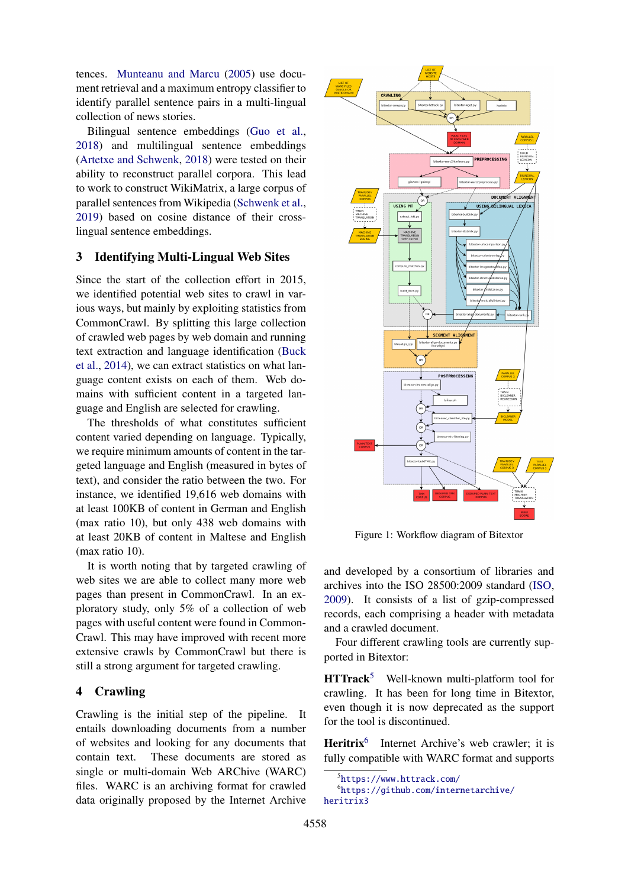tences. Munteanu and Marcu (2005) use document retrieval and a maximum entropy classifier to identify parallel sentence pairs in a multi-lingual collection of news stories.

Bilingual sentence embeddings (Guo et al., 2018) and multilingual sentence embeddings (Artetxe and Schwenk, 2018) were tested on their ability to reconstruct parallel corpora. This lead to work to construct WikiMatrix, a large corpus of parallel sentences from Wikipedia (Schwenk et al., 2019) based on cosine distance of their cross-lingual sentence embeddings.

## 3 Identifying Multi-Lingual Web Sites

Since the start of the collection effort in 2015, we identified potential web sites to crawl in various ways, but mainly by exploiting statistics from CommonCrawl. By splitting this large collection of crawled web pages by web domain and running text extraction and language identification (Buck et al., 2014), we can extract statistics on what language content exists on each of them. Web domains with sufficient content in a targeted language and English are selected for crawling.

The thresholds of what constitutes sufficient content varied depending on language. Typically, we require minimum amounts of content in the targeted language and English (measured in bytes of text), and consider the ratio between the two. For instance, we identified 19,616 web domains with at least 100KB of content in German and English (max ratio 10), but only 438 web domains with at least 20KB of content in Maltese and English (max ratio 10).

It is worth noting that by targeted crawling of web sites we are able to collect many more web pages than present in CommonCrawl. In an exploratory study, only 5% of a collection of web pages with useful content were found in CommonCrawl. This may have improved with recent more extensive crawls by CommonCrawl but there is still a strong argument for targeted crawling.

## 4 Crawling

Crawling is the initial step of the pipeline. It entails downloading documents from a number of websites and looking for any documents that contain text. These documents are stored as single or multi-domain Web ARChive (WARC) files. WARC is an archiving format for crawled data originally proposed by the Internet Archive and developed by a consortium of libraries and archives into the ISO 28500:2009 standard (ISO, 2009). It consists of a list of gzip-compressed records, each comprising a header with metadata and a crawled document.

Figure 1: Workflow diagram of Bitextor

Four different crawling tools are currently supported in Bitextor:

**HTTrack**[5] Well-known multi-platform tool for crawling. It has been for long time in Bitextor, even though it is now deprecated as the support for the tool is discontinued.

**Heritrix**[6] Internet Archive's web crawler; it is fully compatible with WARC format and supports

[5] https://www.httrack.com/

[6] https://github.com/internetarchive/heritrix3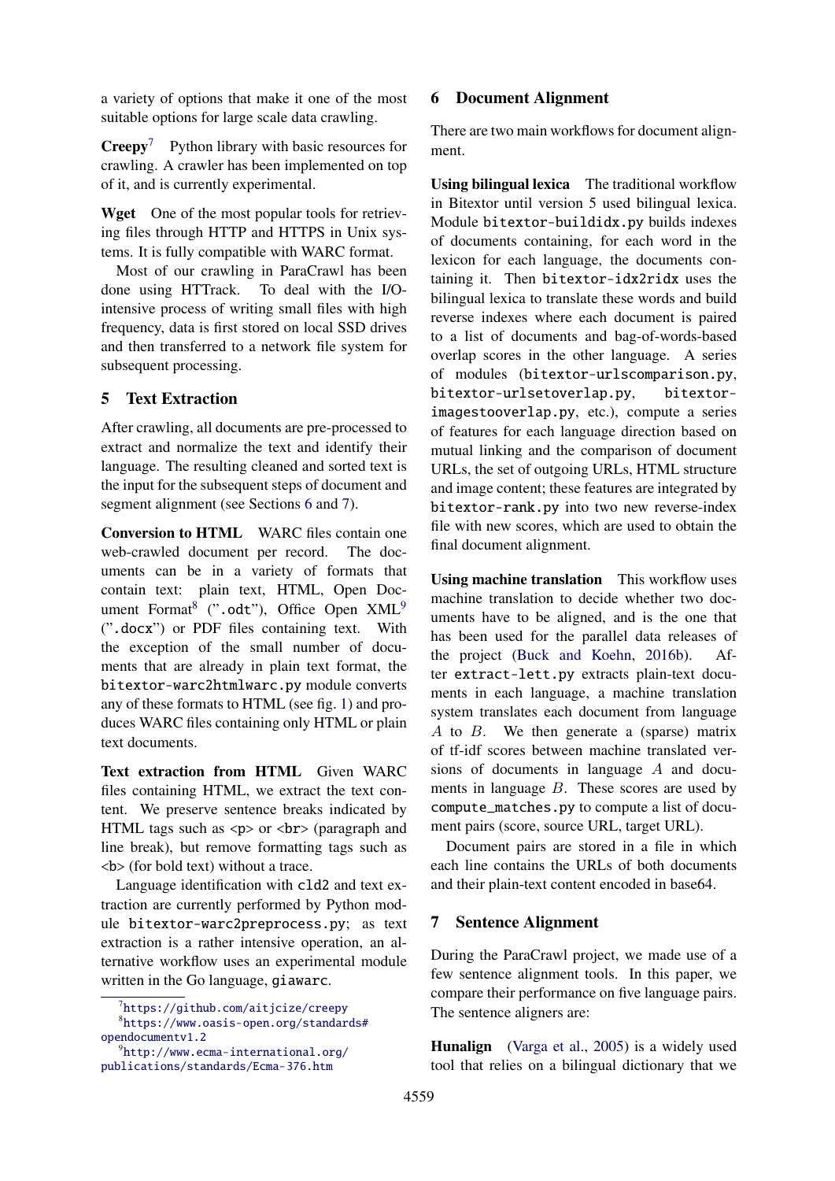a variety of options that make it one of the most suitable options for large scale data crawling.

**Creepy**[7] Python library with basic resources for crawling. A crawler has been implemented on top of it, and is currently experimental.

**Wget** One of the most popular tools for retrieving files through HTTP and HTTPS in Unix systems. It is fully compatible with WARC format.

Most of our crawling in ParaCrawl has been done using HTTrack. To deal with the I/O-intensive process of writing small files with high frequency, data is first stored on local SSD drives and then transferred to a network file system for subsequent processing.

## 5 Text Extraction

After crawling, all documents are pre-processed to extract and normalize the text and identify their language. The resulting cleaned and sorted text is the input for the subsequent steps of document and segment alignment (see Sections 6 and 7).

**Conversion to HTML** WARC files contain one web-crawled document per record. The documents can be in a variety of formats that contain text: plain text, HTML, Open Document Format[8] (".odt"), Office Open XML[9] (".docx") or PDF files containing text. With the exception of the small number of documents that are already in plain text format, the `bitextor-warc2htmlwarc.py` module converts any of these formats to HTML (see fig. 1) and produces WARC files containing only HTML or plain text documents.

**Text extraction from HTML** Given WARC files containing HTML, we extract the text content. We preserve sentence breaks indicated by HTML tags such as <p> or <br> (paragraph and line break), but remove formatting tags such as <b> (for bold text) without a trace.

Language identification with `cld2` and text extraction are currently performed by Python module `bitextor-warc2preprocess.py`; as text extraction is a rather intensive operation, an alternative workflow uses an experimental module written in the Go language, `giawarc`.

[7] https://github.com/aitjcize/creepy

[8] https://www.oasis-open.org/standards#opendocumentv1.2

[9] http://www.ecma-international.org/publications/standards/Ecma-376.htm

## 6 Document Alignment

There are two main workflows for document alignment.

**Using bilingual lexica** The traditional workflow in Bitextor until version 5 used bilingual lexica. Module `bitextor-buildidx.py` builds indexes of documents containing, for each word in the lexicon for each language, the documents containing it. Then `bitextor-idx2ridx` uses the bilingual lexica to translate these words and build reverse indexes where each document is paired to a list of documents and bag-of-words-based overlap scores in the other language. A series of modules (`bitextor-urlscomparison.py`, `bitextor-urlsetoverlap.py`, `bitextor-imagestooverlap.py`, etc.), compute a series of features for each language direction based on mutual linking and the comparison of document URLs, the set of outgoing URLs, HTML structure and image content; these features are integrated by `bitextor-rank.py` into two new reverse-index file with new scores, which are used to obtain the final document alignment.

**Using machine translation** This workflow uses machine translation to decide whether two documents have to be aligned, and is the one that has been used for the parallel data releases of the project (Buck and Koehn, 2016b). After `extract-lett.py` extracts plain-text documents in each language, a machine translation system translates each document from language $A$ to $B$. We then generate a (sparse) matrix of tf-idf scores between machine translated versions of documents in language $A$ and documents in language $B$. These scores are used by `compute_matches.py` to compute a list of document pairs (score, source URL, target URL).

Document pairs are stored in a file in which each line contains the URLs of both documents and their plain-text content encoded in base64.

## 7 Sentence Alignment

During the ParaCrawl project, we made use of a few sentence alignment tools. In this paper, we compare their performance on five language pairs. The sentence aligners are:

**Hunalign** (Varga et al., 2005) is a widely used tool that relies on a bilingual dictionary that we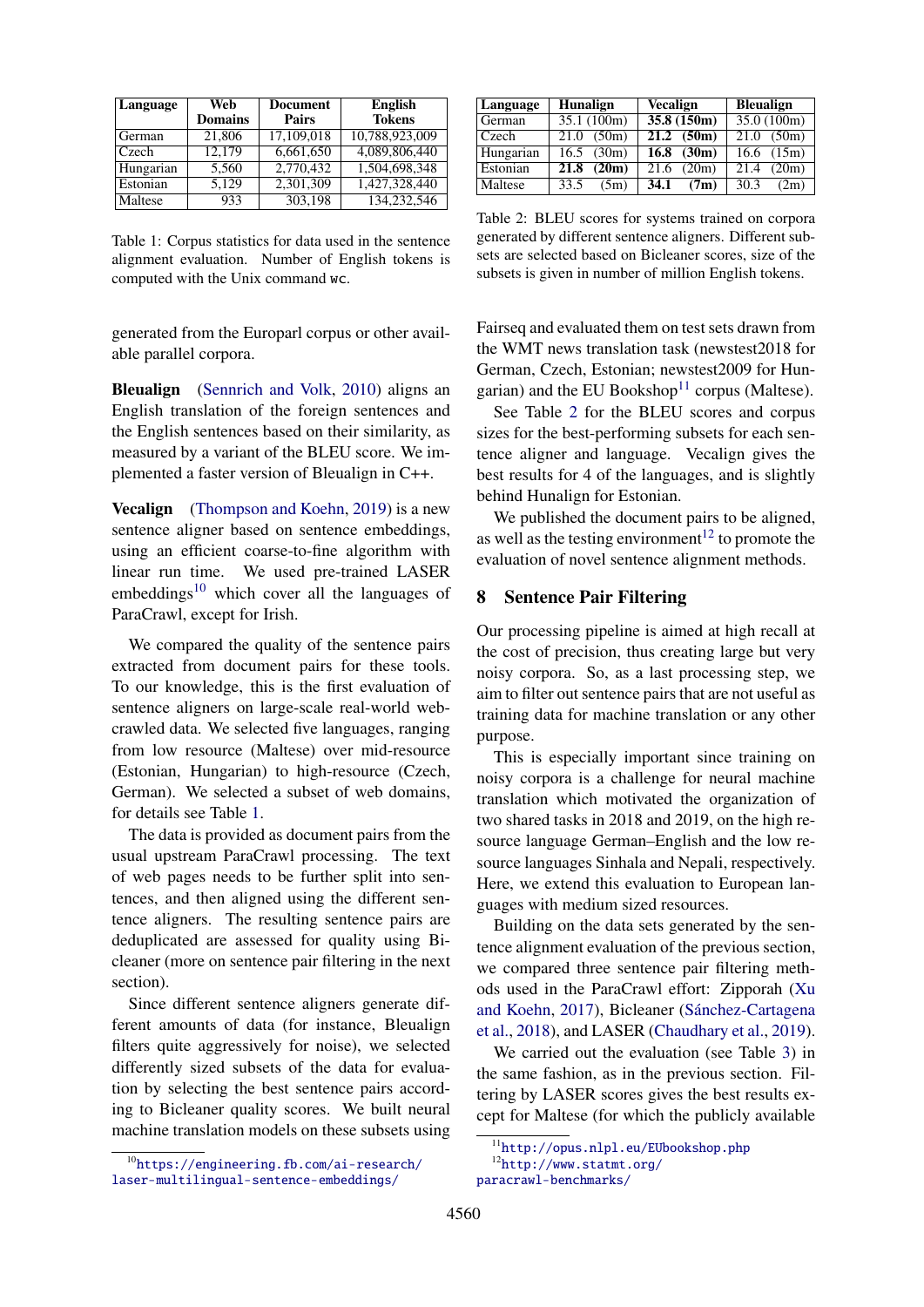| Language | Web Domains | Document Pairs | English Tokens |
|---|---|---|---|
| German | 21,806 | 17,109,018 | 10,788,923,009 |
| Czech | 12,179 | 6,661,650 | 4,089,806,440 |
| Hungarian | 5,560 | 2,770,432 | 1,504,698,348 |
| Estonian | 5,129 | 2,301,309 | 1,427,328,440 |
| Maltese | 933 | 303,198 | 134,232,546 |

Table 1: Corpus statistics for data used in the sentence alignment evaluation. Number of English tokens is computed with the Unix command wc.

generated from the Europarl corpus or other available parallel corpora.

**Bleualign** (Sennrich and Volk, 2010) aligns an English translation of the foreign sentences and the English sentences based on their similarity, as measured by a variant of the BLEU score. We implemented a faster version of Bleualign in C++.

**Vecalign** (Thompson and Koehn, 2019) is a new sentence aligner based on sentence embeddings, using an efficient coarse-to-fine algorithm with linear run time. We used pre-trained LASER embeddings[10] which cover all the languages of ParaCrawl, except for Irish.

We compared the quality of the sentence pairs extracted from document pairs for these tools. To our knowledge, this is the first evaluation of sentence aligners on large-scale real-world web-crawled data. We selected five languages, ranging from low resource (Maltese) over mid-resource (Estonian, Hungarian) to high-resource (Czech, German). We selected a subset of web domains, for details see Table 1.

The data is provided as document pairs from the usual upstream ParaCrawl processing. The text of web pages needs to be further split into sentences, and then aligned using the different sentence aligners. The resulting sentence pairs are deduplicated are assessed for quality using Bicleaner (more on sentence pair filtering in the next section).

Since different sentence aligners generate different amounts of data (for instance, Bleualign filters quite aggressively for noise), we selected differently sized subsets of the data for evaluation by selecting the best sentence pairs according to Bicleaner quality scores. We built neural machine translation models on these subsets using Fairseq and evaluated them on test sets drawn from the WMT news translation task (newstest2018 for German, Czech, Estonian; newstest2009 for Hungarian) and the EU Bookshop[11] corpus (Maltese).

| Language | Hunalign | Vecalign | Bleualign |
|---|---|---|---|
| German | 35.1 (100m) | **35.8 (150m)** | 35.0 (100m) |
| Czech | 21.0 (50m) | **21.2 (50m)** | 21.0 (50m) |
| Hungarian | 16.5 (30m) | **16.8 (30m)** | 16.6 (15m) |
| Estonian | **21.8 (20m)** | 21.6 (20m) | 21.4 (20m) |
| Maltese | 33.5 (5m) | **34.1 (7m)** | 30.3 (2m) |

Table 2: BLEU scores for systems trained on corpora generated by different sentence aligners. Different subsets are selected based on Bicleaner scores, size of the subsets is given in number of million English tokens.

See Table 2 for the BLEU scores and corpus sizes for the best-performing subsets for each sentence aligner and language. Vecalign gives the best results for 4 of the languages, and is slightly behind Hunalign for Estonian.

We published the document pairs to be aligned, as well as the testing environment[12] to promote the evaluation of novel sentence alignment methods.

## 8 Sentence Pair Filtering

Our processing pipeline is aimed at high recall at the cost of precision, thus creating large but very noisy corpora. So, as a last processing step, we aim to filter out sentence pairs that are not useful as training data for machine translation or any other purpose.

This is especially important since training on noisy corpora is a challenge for neural machine translation which motivated the organization of two shared tasks in 2018 and 2019, on the high resource language German–English and the low resource languages Sinhala and Nepali, respectively. Here, we extend this evaluation to European languages with medium sized resources.

Building on the data sets generated by the sentence alignment evaluation of the previous section, we compared three sentence pair filtering methods used in the ParaCrawl effort: Zipporah (Xu and Koehn, 2017), Bicleaner (Sánchez-Cartagena et al., 2018), and LASER (Chaudhary et al., 2019).

We carried out the evaluation (see Table 3) in the same fashion, as in the previous section. Filtering by LASER scores gives the best results except for Maltese (for which the publicly available

[10] https://engineering.fb.com/ai-research/laser-multilingual-sentence-embeddings/

[11] http://opus.nlpl.eu/EUbookshop.php

[12] http://www.statmt.org/paracrawl-benchmarks/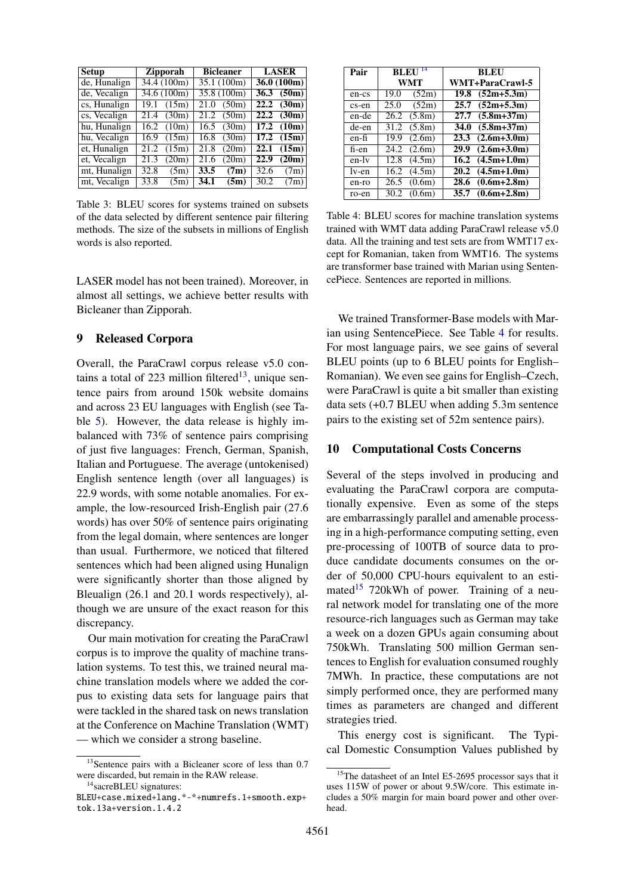| Setup | Zipporah | Bicleaner | LASER |
|---|---|---|---|
| de, Hunalign | 34.4 (100m) | 35.1 (100m) | **36.0 (100m)** |
| de, Vecalign | 34.6 (100m) | 35.8 (100m) | **36.3 (50m)** |
| cs, Hunalign | 19.1 (15m) | 21.0 (50m) | **22.2 (30m)** |
| cs, Vecalign | 21.4 (30m) | 21.2 (50m) | **22.2 (30m)** |
| hu, Hunalign | 16.2 (10m) | 16.5 (30m) | **17.2 (10m)** |
| hu, Vecalign | 16.9 (15m) | 16.8 (30m) | **17.2 (15m)** |
| et, Hunalign | 21.2 (15m) | 21.8 (20m) | **22.1 (15m)** |
| et, Vecalign | 21.3 (20m) | 21.6 (20m) | **22.9 (20m)** |
| mt, Hunalign | 32.8 (5m) | **33.5 (7m)** | 32.6 (7m) |
| mt, Vecalign | 33.8 (5m) | **34.1 (5m)** | 30.2 (7m) |

Table 3: BLEU scores for systems trained on subsets of the data selected by different sentence pair filtering methods. The size of the subsets in millions of English words is also reported.

LASER model has not been trained). Moreover, in almost all settings, we achieve better results with Bicleaner than Zipporah.

## 9 Released Corpora

Overall, the ParaCrawl corpus release v5.0 contains a total of 223 million filtered[13], unique sentence pairs from around 150k website domains and across 23 EU languages with English (see Table 5). However, the data release is highly imbalanced with 73% of sentence pairs comprising of just five languages: French, German, Spanish, Italian and Portuguese. The average (untokenised) English sentence length (over all languages) is 22.9 words, with some notable anomalies. For example, the low-resourced Irish-English pair (27.6 words) has over 50% of sentence pairs originating from the legal domain, where sentences are longer than usual. Furthermore, we noticed that filtered sentences which had been aligned using Hunalign were significantly shorter than those aligned by Bleualign (26.1 and 20.1 words respectively), although we are unsure of the exact reason for this discrepancy.

Our main motivation for creating the ParaCrawl corpus is to improve the quality of machine translation systems. To test this, we trained neural machine translation models where we added the corpus to existing data sets for language pairs that were tackled in the shared task on news translation at the Conference on Machine Translation (WMT) — which we consider a strong baseline.

[13] Sentence pairs with a Bicleaner score of less than 0.7 were discarded, but remain in the RAW release.

[14] sacreBLEU signatures: BLEU+case.mixed+lang.*-*+numrefs.1+smooth.exp+tok.13a+version.1.4.2

| Pair | BLEU[14] WMT | BLEU WMT+ParaCrawl-5 |
|---|---|---|
| en-cs | 19.0 (52m) | **19.8 (52m+5.3m)** |
| cs-en | 25.0 (52m) | **25.7 (52m+5.3m)** |
| en-de | 26.2 (5.8m) | **27.7 (5.8m+37m)** |
| de-en | 31.2 (5.8m) | **34.0 (5.8m+37m)** |
| en-fi | 19.9 (2.6m) | **23.3 (2.6m+3.0m)** |
| fi-en | 24.2 (2.6m) | **29.9 (2.6m+3.0m)** |
| en-lv | 12.8 (4.5m) | **16.2 (4.5m+1.0m)** |
| lv-en | 16.2 (4.5m) | **20.2 (4.5m+1.0m)** |
| en-ro | 26.5 (0.6m) | **28.6 (0.6m+2.8m)** |
| ro-en | 30.2 (0.6m) | **35.7 (0.6m+2.8m)** |

Table 4: BLEU scores for machine translation systems trained with WMT data adding ParaCrawl release v5.0 data. All the training and test sets are from WMT17 except for Romanian, taken from WMT16. The systems are transformer base trained with Marian using SentencePiece. Sentences are reported in millions.

We trained Transformer-Base models with Marian using SentencePiece. See Table 4 for results. For most language pairs, we see gains of several BLEU points (up to 6 BLEU points for English–Romanian). We even see gains for English–Czech, were ParaCrawl is quite a bit smaller than existing data sets (+0.7 BLEU when adding 5.3m sentence pairs to the existing set of 52m sentence pairs).

## 10 Computational Costs Concerns

Several of the steps involved in producing and evaluating the ParaCrawl corpora are computationally expensive. Even as some of the steps are embarrassingly parallel and amenable processing in a high-performance computing setting, even pre-processing of 100TB of source data to produce candidate documents consumes on the order of 50,000 CPU-hours equivalent to an estimated[15] 720kWh of power. Training of a neural network model for translating one of the more resource-rich languages such as German may take a week on a dozen GPUs again consuming about 750kWh. Translating 500 million German sentences to English for evaluation consumed roughly 7MWh. In practice, these computations are not simply performed once, they are performed many times as parameters are changed and different strategies tried.

This energy cost is significant. The Typical Domestic Consumption Values published by

[15] The datasheet of an Intel E5-2695 processor says that it uses 115W of power or about 9.5W/core. This estimate includes a 50% margin for main board power and other overhead.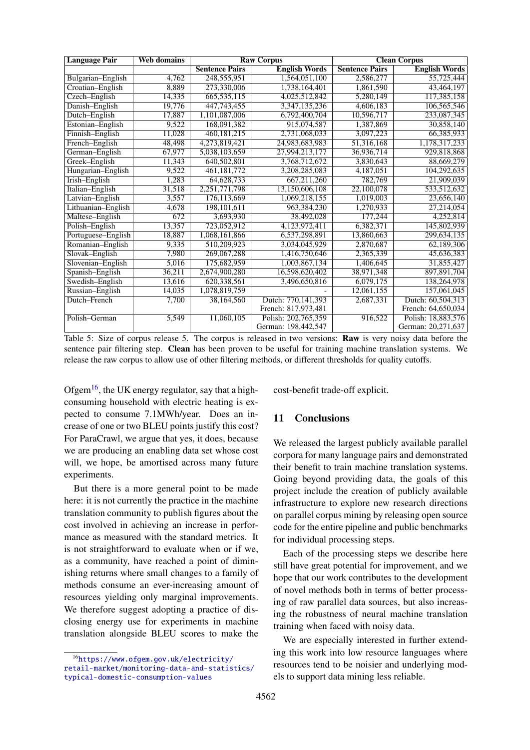| Language Pair | Web domains | Raw Corpus | | Clean Corpus | |
|---|---|---|---|---|---|
| | | Sentence Pairs | English Words | Sentence Pairs | English Words |
| Bulgarian–English | 4,762 | 248,555,951 | 1,564,051,100 | 2,586,277 | 55,725,444 |
| Croatian–English | 8,889 | 273,330,006 | 1,738,164,401 | 1,861,590 | 43,464,197 |
| Czech–English | 14,335 | 665,535,115 | 4,025,512,842 | 5,280,149 | 117,385,158 |
| Danish–English | 19,776 | 447,743,455 | 3,347,135,236 | 4,606,183 | 106,565,546 |
| Dutch–English | 17,887 | 1,101,087,006 | 6,792,400,704 | 10,596,717 | 233,087,345 |
| Estonian–English | 9,522 | 168,091,382 | 915,074,587 | 1,387,869 | 30,858,140 |
| Finnish–English | 11,028 | 460,181,215 | 2,731,068,033 | 3,097,223 | 66,385,933 |
| French–English | 48,498 | 4,273,819,421 | 24,983,683,983 | 51,316,168 | 1,178,317,233 |
| German–English | 67,977 | 5,038,103,659 | 27,994,213,177 | 36,936,714 | 929,818,868 |
| Greek–English | 11,343 | 640,502,801 | 3,768,712,672 | 3,830,643 | 88,669,279 |
| Hungarian–English | 9,522 | 461,181,772 | 3,208,285,083 | 4,187,051 | 104,292,635 |
| Irish–English | 1,283 | 64,628,733 | 667,211,260 | 782,769 | 21,909,039 |
| Italian–English | 31,518 | 2,251,771,798 | 13,150,606,108 | 22,100,078 | 533,512,632 |
| Latvian–English | 3,557 | 176,113,669 | 1,069,218,155 | 1,019,003 | 23,656,140 |
| Lithuanian–English | 4,678 | 198,101,611 | 963,384,230 | 1,270,933 | 27,214,054 |
| Maltese–English | 672 | 3,693,930 | 38,492,028 | 177,244 | 4,252,814 |
| Polish–English | 13,357 | 723,052,912 | 4,123,972,411 | 6,382,371 | 145,802,939 |
| Portuguese–English | 18,887 | 1,068,161,866 | 6,537,298,891 | 13,860,663 | 299,634,135 |
| Romanian–English | 9,335 | 510,209,923 | 3,034,045,929 | 2,870,687 | 62,189,306 |
| Slovak–English | 7,980 | 269,067,288 | 1,416,750,646 | 2,365,339 | 45,636,383 |
| Slovenian–English | 5,016 | 175,682,959 | 1,003,867,134 | 1,406,645 | 31,855,427 |
| Spanish–English | 36,211 | 2,674,900,280 | 16,598,620,402 | 38,971,348 | 897,891,704 |
| Swedish–English | 13,616 | 620,338,561 | 3,496,650,816 | 6,079,175 | 138,264,978 |
| Russian–English | 14,035 | 1,078,819,759 | - | 12,061,155 | 157,061,045 |
| Dutch–French | 7,700 | 38,164,560 | Dutch: 770,141,393<br>French: 817,973,481 | 2,687,331 | Dutch: 60,504,313<br>French: 64,650,034 |
| Polish–German | 5,549 | 11,060,105 | Polish: 202,765,359<br>German: 198,442,547 | 916,522 | Polish: 18,883,576<br>German: 20,271,637 |

Table 5: Size of corpus release 5. The corpus is released in two versions: **Raw** is very noisy data before the sentence pair filtering step. **Clean** has been proven to be useful for training machine translation systems. We release the raw corpus to allow use of other filtering methods, or different thresholds for quality cutoffs.

Ofgem[16], the UK energy regulator, say that a high-consuming household with electric heating is expected to consume 7.1MWh/year. Does an increase of one or two BLEU points justify this cost? For ParaCrawl, we argue that yes, it does, because we are producing an enabling data set whose cost will, we hope, be amortised across many future experiments.

But there is a more general point to be made here: it is not currently the practice in the machine translation community to publish figures about the cost involved in achieving an increase in performance as measured with the standard metrics. It is not straightforward to evaluate when or if we, as a community, have reached a point of diminishing returns where small changes to a family of methods consume an ever-increasing amount of resources yielding only marginal improvements. We therefore suggest adopting a practice of disclosing energy use for experiments in machine translation alongside BLEU scores to make the cost-benefit trade-off explicit.

## 11 Conclusions

We released the largest publicly available parallel corpora for many language pairs and demonstrated their benefit to train machine translation systems. Going beyond providing data, the goals of this project include the creation of publicly available infrastructure to explore new research directions on parallel corpus mining by releasing open source code for the entire pipeline and public benchmarks for individual processing steps.

Each of the processing steps we describe here still have great potential for improvement, and we hope that our work contributes to the development of novel methods both in terms of better processing of raw parallel data sources, but also increasing the robustness of neural machine translation training when faced with noisy data.

We are especially interested in further extending this work into low resource languages where resources tend to be noisier and underlying models to support data mining less reliable.

[16] https://www.ofgem.gov.uk/electricity/retail-market/monitoring-data-and-statistics/typical-domestic-consumption-values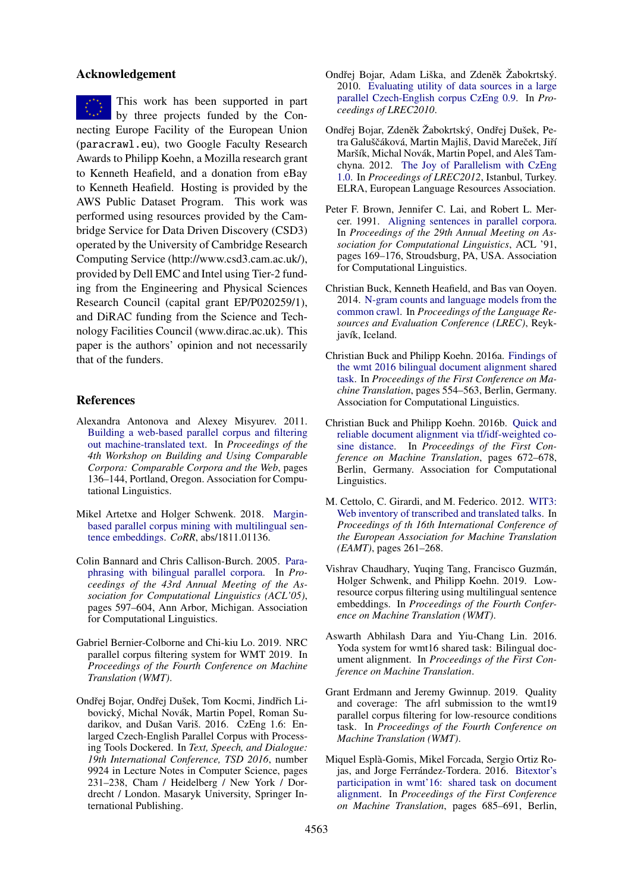## Acknowledgement

This work has been supported in part by three projects funded by the Connecting Europe Facility of the European Union (paracrawl.eu), two Google Faculty Research Awards to Philipp Koehn, a Mozilla research grant to Kenneth Heafield, and a donation from eBay to Kenneth Heafield. Hosting is provided by the AWS Public Dataset Program. This work was performed using resources provided by the Cambridge Service for Data Driven Discovery (CSD3) operated by the University of Cambridge Research Computing Service (http://www.csd3.cam.ac.uk/), provided by Dell EMC and Intel using Tier-2 funding from the Engineering and Physical Sciences Research Council (capital grant EP/P020259/1), and DiRAC funding from the Science and Technology Facilities Council (www.dirac.ac.uk). This paper is the authors' opinion and not necessarily that of the funders.

## References

Alexandra Antonova and Alexey Misyurev. 2011. Building a web-based parallel corpus and filtering out machine-translated text. In *Proceedings of the 4th Workshop on Building and Using Comparable Corpora: Comparable Corpora and the Web*, pages 136–144, Portland, Oregon. Association for Computational Linguistics.

Mikel Artetxe and Holger Schwenk. 2018. Margin-based parallel corpus mining with multilingual sentence embeddings. *CoRR*, abs/1811.01136.

Colin Bannard and Chris Callison-Burch. 2005. Paraphrasing with bilingual parallel corpora. In *Proceedings of the 43rd Annual Meeting of the Association for Computational Linguistics (ACL'05)*, pages 597–604, Ann Arbor, Michigan. Association for Computational Linguistics.

Gabriel Bernier-Colborne and Chi-kiu Lo. 2019. NRC parallel corpus filtering system for WMT 2019. In *Proceedings of the Fourth Conference on Machine Translation (WMT)*.

Ondřej Bojar, Ondřej Dušek, Tom Kocmi, Jindřich Libovický, Michal Novák, Martin Popel, Roman Sudarikov, and Dušan Variš. 2016. CzEng 1.6: Enlarged Czech-English Parallel Corpus with Processing Tools Dockered. In *Text, Speech, and Dialogue: 19th International Conference, TSD 2016*, number 9924 in Lecture Notes in Computer Science, pages 231–238, Cham / Heidelberg / New York / Dordrecht / London. Masaryk University, Springer International Publishing.

Ondřej Bojar, Adam Liška, and Zdeněk Žabokrtský. 2010. Evaluating utility of data sources in a large parallel Czech-English corpus CzEng 0.9. In *Proceedings of LREC2010*.

Ondřej Bojar, Zdeněk Žabokrtský, Ondřej Dušek, Petra Galuščáková, Martin Majliš, David Mareček, Jiří Maršík, Michal Novák, Martin Popel, and Aleš Tamchyna. 2012. The Joy of Parallelism with CzEng 1.0. In *Proceedings of LREC2012*, Istanbul, Turkey. ELRA, European Language Resources Association.

Peter F. Brown, Jennifer C. Lai, and Robert L. Mercer. 1991. Aligning sentences in parallel corpora. In *Proceedings of the 29th Annual Meeting on Association for Computational Linguistics*, ACL '91, pages 169–176, Stroudsburg, PA, USA. Association for Computational Linguistics.

Christian Buck, Kenneth Heafield, and Bas van Ooyen. 2014. N-gram counts and language models from the common crawl. In *Proceedings of the Language Resources and Evaluation Conference (LREC)*, Reykjavík, Iceland.

Christian Buck and Philipp Koehn. 2016a. Findings of the wmt 2016 bilingual document alignment shared task. In *Proceedings of the First Conference on Machine Translation*, pages 554–563, Berlin, Germany. Association for Computational Linguistics.

Christian Buck and Philipp Koehn. 2016b. Quick and reliable document alignment via tf/idf-weighted cosine distance. In *Proceedings of the First Conference on Machine Translation*, pages 672–678, Berlin, Germany. Association for Computational Linguistics.

M. Cettolo, C. Girardi, and M. Federico. 2012. WIT3: Web inventory of transcribed and translated talks. In *Proceedings of th 16th International Conference of the European Association for Machine Translation (EAMT)*, pages 261–268.

Vishrav Chaudhary, Yuqing Tang, Francisco Guzmán, Holger Schwenk, and Philipp Koehn. 2019. Low-resource corpus filtering using multilingual sentence embeddings. In *Proceedings of the Fourth Conference on Machine Translation (WMT)*.

Aswarth Abhilash Dara and Yiu-Chang Lin. 2016. Yoda system for wmt16 shared task: Bilingual document alignment. In *Proceedings of the First Conference on Machine Translation*.

Grant Erdmann and Jeremy Gwinnup. 2019. Quality and coverage: The afrl submission to the wmt19 parallel corpus filtering for low-resource conditions task. In *Proceedings of the Fourth Conference on Machine Translation (WMT)*.

Miquel Esplà-Gomis, Mikel Forcada, Sergio Ortiz Rojas, and Jorge Ferrández-Tordera. 2016. Bitextor's participation in wmt'16: shared task on document alignment. In *Proceedings of the First Conference on Machine Translation*, pages 685–691, Berlin,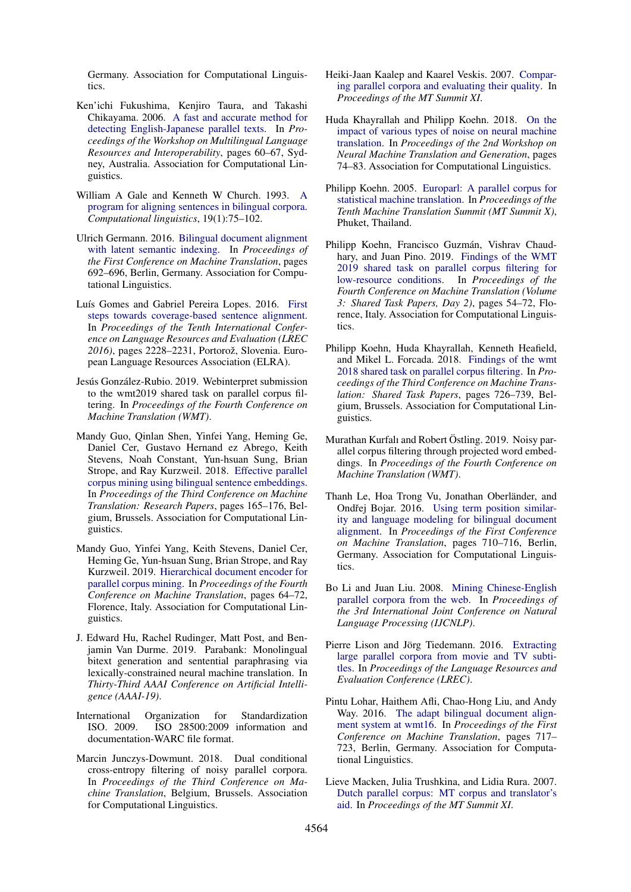Germany. Association for Computational Linguistics.

Ken'ichi Fukushima, Kenjiro Taura, and Takashi Chikayama. 2006. A fast and accurate method for detecting English-Japanese parallel texts. In *Proceedings of the Workshop on Multilingual Language Resources and Interoperability*, pages 60–67, Sydney, Australia. Association for Computational Linguistics.

William A Gale and Kenneth W Church. 1993. A program for aligning sentences in bilingual corpora. *Computational linguistics*, 19(1):75–102.

Ulrich Germann. 2016. Bilingual document alignment with latent semantic indexing. In *Proceedings of the First Conference on Machine Translation*, pages 692–696, Berlin, Germany. Association for Computational Linguistics.

Luís Gomes and Gabriel Pereira Lopes. 2016. First steps towards coverage-based sentence alignment. In *Proceedings of the Tenth International Conference on Language Resources and Evaluation (LREC 2016)*, pages 2228–2231, Portorož, Slovenia. European Language Resources Association (ELRA).

Jesús González-Rubio. 2019. Webinterpret submission to the wmt2019 shared task on parallel corpus filtering. In *Proceedings of the Fourth Conference on Machine Translation (WMT)*.

Mandy Guo, Qinlan Shen, Yinfei Yang, Heming Ge, Daniel Cer, Gustavo Hernand ez Abrego, Keith Stevens, Noah Constant, Yun-hsuan Sung, Brian Strope, and Ray Kurzweil. 2018. Effective parallel corpus mining using bilingual sentence embeddings. In *Proceedings of the Third Conference on Machine Translation: Research Papers*, pages 165–176, Belgium, Brussels. Association for Computational Linguistics.

Mandy Guo, Yinfei Yang, Keith Stevens, Daniel Cer, Heming Ge, Yun-hsuan Sung, Brian Strope, and Ray Kurzweil. 2019. Hierarchical document encoder for parallel corpus mining. In *Proceedings of the Fourth Conference on Machine Translation*, pages 64–72, Florence, Italy. Association for Computational Linguistics.

J. Edward Hu, Rachel Rudinger, Matt Post, and Benjamin Van Durme. 2019. Parabank: Monolingual bitext generation and sentential paraphrasing via lexically-constrained neural machine translation. In *Thirty-Third AAAI Conference on Artificial Intelligence (AAAI-19)*.

International Organization for Standardization ISO. 2009. ISO 28500:2009 information and documentation-WARC file format.

Marcin Junczys-Dowmunt. 2018. Dual conditional cross-entropy filtering of noisy parallel corpora. In *Proceedings of the Third Conference on Machine Translation*, Belgium, Brussels. Association for Computational Linguistics.

Heiki-Jaan Kaalep and Kaarel Veskis. 2007. Comparing parallel corpora and evaluating their quality. In *Proceedings of the MT Summit XI*.

Huda Khayrallah and Philipp Koehn. 2018. On the impact of various types of noise on neural machine translation. In *Proceedings of the 2nd Workshop on Neural Machine Translation and Generation*, pages 74–83. Association for Computational Linguistics.

Philipp Koehn. 2005. Europarl: A parallel corpus for statistical machine translation. In *Proceedings of the Tenth Machine Translation Summit (MT Summit X)*, Phuket, Thailand.

Philipp Koehn, Francisco Guzmán, Vishrav Chaudhary, and Juan Pino. 2019. Findings of the WMT 2019 shared task on parallel corpus filtering for low-resource conditions. In *Proceedings of the Fourth Conference on Machine Translation (Volume 3: Shared Task Papers, Day 2)*, pages 54–72, Florence, Italy. Association for Computational Linguistics.

Philipp Koehn, Huda Khayrallah, Kenneth Heafield, and Mikel L. Forcada. 2018. Findings of the wmt 2018 shared task on parallel corpus filtering. In *Proceedings of the Third Conference on Machine Translation: Shared Task Papers*, pages 726–739, Belgium, Brussels. Association for Computational Linguistics.

Murathan Kurfalı and Robert Östling. 2019. Noisy parallel corpus filtering through projected word embeddings. In *Proceedings of the Fourth Conference on Machine Translation (WMT)*.

Thanh Le, Hoa Trong Vu, Jonathan Oberländer, and Ondřej Bojar. 2016. Using term position similarity and language modeling for bilingual document alignment. In *Proceedings of the First Conference on Machine Translation*, pages 710–716, Berlin, Germany. Association for Computational Linguistics.

Bo Li and Juan Liu. 2008. Mining Chinese-English parallel corpora from the web. In *Proceedings of the 3rd International Joint Conference on Natural Language Processing (IJCNLP)*.

Pierre Lison and Jörg Tiedemann. 2016. Extracting large parallel corpora from movie and TV subtitles. In *Proceedings of the Language Resources and Evaluation Conference (LREC)*.

Pintu Lohar, Haithem Afli, Chao-Hong Liu, and Andy Way. 2016. The adapt bilingual document alignment system at wmt16. In *Proceedings of the First Conference on Machine Translation*, pages 717–723, Berlin, Germany. Association for Computational Linguistics.

Lieve Macken, Julia Trushkina, and Lidia Rura. 2007. Dutch parallel corpus: MT corpus and translator's aid. In *Proceedings of the MT Summit XI*.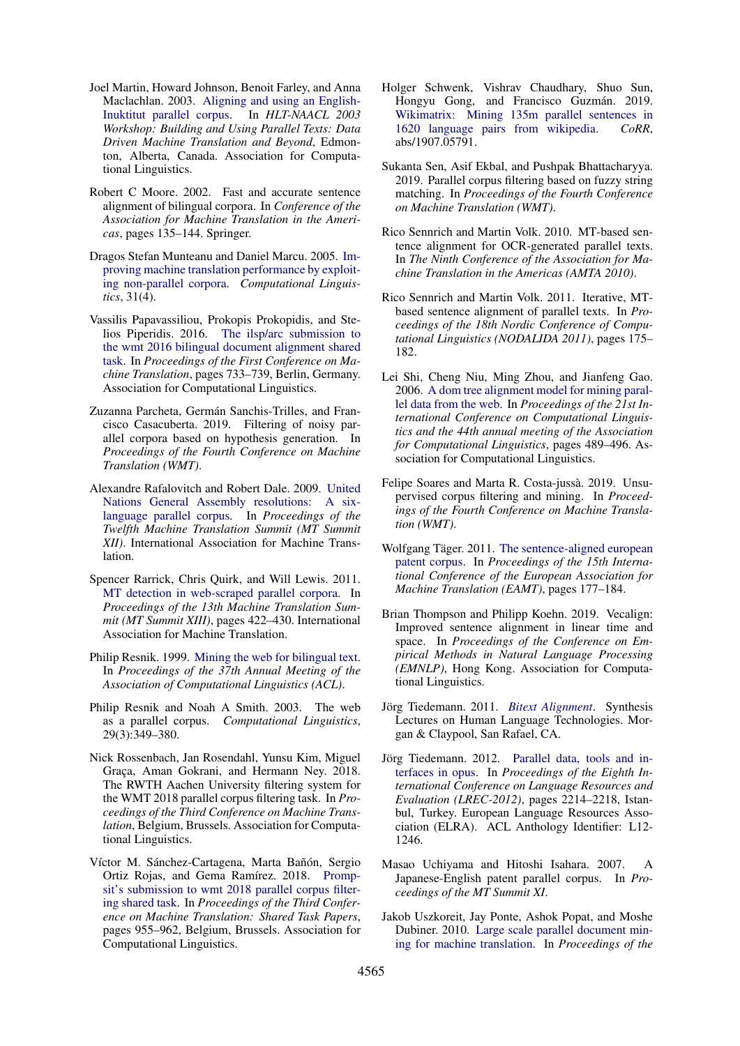Joel Martin, Howard Johnson, Benoit Farley, and Anna Maclachlan. 2003. Aligning and using an English-Inuktitut parallel corpus. In *HLT-NAACL 2003 Workshop: Building and Using Parallel Texts: Data Driven Machine Translation and Beyond*, Edmonton, Alberta, Canada. Association for Computational Linguistics.

Robert C Moore. 2002. Fast and accurate sentence alignment of bilingual corpora. In *Conference of the Association for Machine Translation in the Americas*, pages 135–144. Springer.

Dragos Stefan Munteanu and Daniel Marcu. 2005. Improving machine translation performance by exploiting non-parallel corpora. *Computational Linguistics*, 31(4).

Vassilis Papavassiliou, Prokopis Prokopidis, and Stelios Piperidis. 2016. The ilsp/arc submission to the wmt 2016 bilingual document alignment shared task. In *Proceedings of the First Conference on Machine Translation*, pages 733–739, Berlin, Germany. Association for Computational Linguistics.

Zuzanna Parcheta, Germán Sanchis-Trilles, and Francisco Casacuberta. 2019. Filtering of noisy parallel corpora based on hypothesis generation. In *Proceedings of the Fourth Conference on Machine Translation (WMT)*.

Alexandre Rafalovitch and Robert Dale. 2009. United Nations General Assembly resolutions: A six-language parallel corpus. In *Proceedings of the Twelfth Machine Translation Summit (MT Summit XII)*. International Association for Machine Translation.

Spencer Rarrick, Chris Quirk, and Will Lewis. 2011. MT detection in web-scraped parallel corpora. In *Proceedings of the 13th Machine Translation Summit (MT Summit XIII)*, pages 422–430. International Association for Machine Translation.

Philip Resnik. 1999. Mining the web for bilingual text. In *Proceedings of the 37th Annual Meeting of the Association of Computational Linguistics (ACL)*.

Philip Resnik and Noah A Smith. 2003. The web as a parallel corpus. *Computational Linguistics*, 29(3):349–380.

Nick Rossenbach, Jan Rosendahl, Yunsu Kim, Miguel Graça, Aman Gokrani, and Hermann Ney. 2018. The RWTH Aachen University filtering system for the WMT 2018 parallel corpus filtering task. In *Proceedings of the Third Conference on Machine Translation*, Belgium, Brussels. Association for Computational Linguistics.

Víctor M. Sánchez-Cartagena, Marta Bañón, Sergio Ortiz Rojas, and Gema Ramírez. 2018. Prompsit's submission to wmt 2018 parallel corpus filtering shared task. In *Proceedings of the Third Conference on Machine Translation: Shared Task Papers*, pages 955–962, Belgium, Brussels. Association for Computational Linguistics.

Holger Schwenk, Vishrav Chaudhary, Shuo Sun, Hongyu Gong, and Francisco Guzmán. 2019. Wikimatrix: Mining 135m parallel sentences in 1620 language pairs from wikipedia. *CoRR*, abs/1907.05791.

Sukanta Sen, Asif Ekbal, and Pushpak Bhattacharyya. 2019. Parallel corpus filtering based on fuzzy string matching. In *Proceedings of the Fourth Conference on Machine Translation (WMT)*.

Rico Sennrich and Martin Volk. 2010. MT-based sentence alignment for OCR-generated parallel texts. In *The Ninth Conference of the Association for Machine Translation in the Americas (AMTA 2010)*.

Rico Sennrich and Martin Volk. 2011. Iterative, MT-based sentence alignment of parallel texts. In *Proceedings of the 18th Nordic Conference of Computational Linguistics (NODALIDA 2011)*, pages 175–182.

Lei Shi, Cheng Niu, Ming Zhou, and Jianfeng Gao. 2006. A dom tree alignment model for mining parallel data from the web. In *Proceedings of the 21st International Conference on Computational Linguistics and the 44th annual meeting of the Association for Computational Linguistics*, pages 489–496. Association for Computational Linguistics.

Felipe Soares and Marta R. Costa-jussà. 2019. Unsupervised corpus filtering and mining. In *Proceedings of the Fourth Conference on Machine Translation (WMT)*.

Wolfgang Täger. 2011. The sentence-aligned european patent corpus. In *Proceedings of the 15th International Conference of the European Association for Machine Translation (EAMT)*, pages 177–184.

Brian Thompson and Philipp Koehn. 2019. Vecalign: Improved sentence alignment in linear time and space. In *Proceedings of the Conference on Empirical Methods in Natural Language Processing (EMNLP)*, Hong Kong. Association for Computational Linguistics.

Jörg Tiedemann. 2011. *Bitext Alignment*. Synthesis Lectures on Human Language Technologies. Morgan & Claypool, San Rafael, CA.

Jörg Tiedemann. 2012. Parallel data, tools and interfaces in opus. In *Proceedings of the Eighth International Conference on Language Resources and Evaluation (LREC-2012)*, pages 2214–2218, Istanbul, Turkey. European Language Resources Association (ELRA). ACL Anthology Identifier: L12-1246.

Masao Uchiyama and Hitoshi Isahara. 2007. A Japanese-English patent parallel corpus. In *Proceedings of the MT Summit XI*.

Jakob Uszkoreit, Jay Ponte, Ashok Popat, and Moshe Dubiner. 2010. Large scale parallel document mining for machine translation. In *Proceedings of the*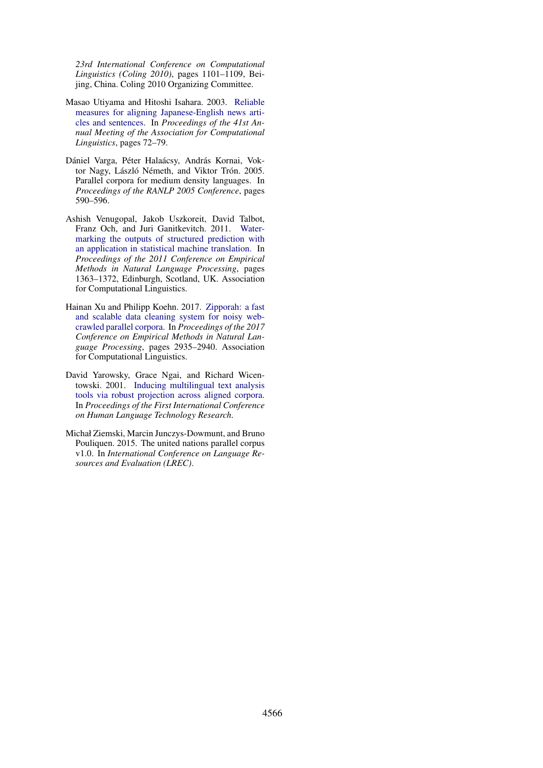*23rd International Conference on Computational Linguistics (Coling 2010)*, pages 1101–1109, Beijing, China. Coling 2010 Organizing Committee.

Masao Utiyama and Hitoshi Isahara. 2003. Reliable measures for aligning Japanese-English news articles and sentences. In *Proceedings of the 41st Annual Meeting of the Association for Computational Linguistics*, pages 72–79.

Dániel Varga, Péter Halaácsy, András Kornai, Viktor Nagy, László Németh, and Viktor Trón. 2005. Parallel corpora for medium density languages. In *Proceedings of the RANLP 2005 Conference*, pages 590–596.

Ashish Venugopal, Jakob Uszkoreit, David Talbot, Franz Och, and Juri Ganitkevitch. 2011. Watermarking the outputs of structured prediction with an application in statistical machine translation. In *Proceedings of the 2011 Conference on Empirical Methods in Natural Language Processing*, pages 1363–1372, Edinburgh, Scotland, UK. Association for Computational Linguistics.

Hainan Xu and Philipp Koehn. 2017. Zipporah: a fast and scalable data cleaning system for noisy web-crawled parallel corpora. In *Proceedings of the 2017 Conference on Empirical Methods in Natural Language Processing*, pages 2935–2940. Association for Computational Linguistics.

David Yarowsky, Grace Ngai, and Richard Wicentowski. 2001. Inducing multilingual text analysis tools via robust projection across aligned corpora. In *Proceedings of the First International Conference on Human Language Technology Research*.

Michał Ziemski, Marcin Junczys-Dowmunt, and Bruno Pouliquen. 2015. The united nations parallel corpus v1.0. In *International Conference on Language Resources and Evaluation (LREC)*.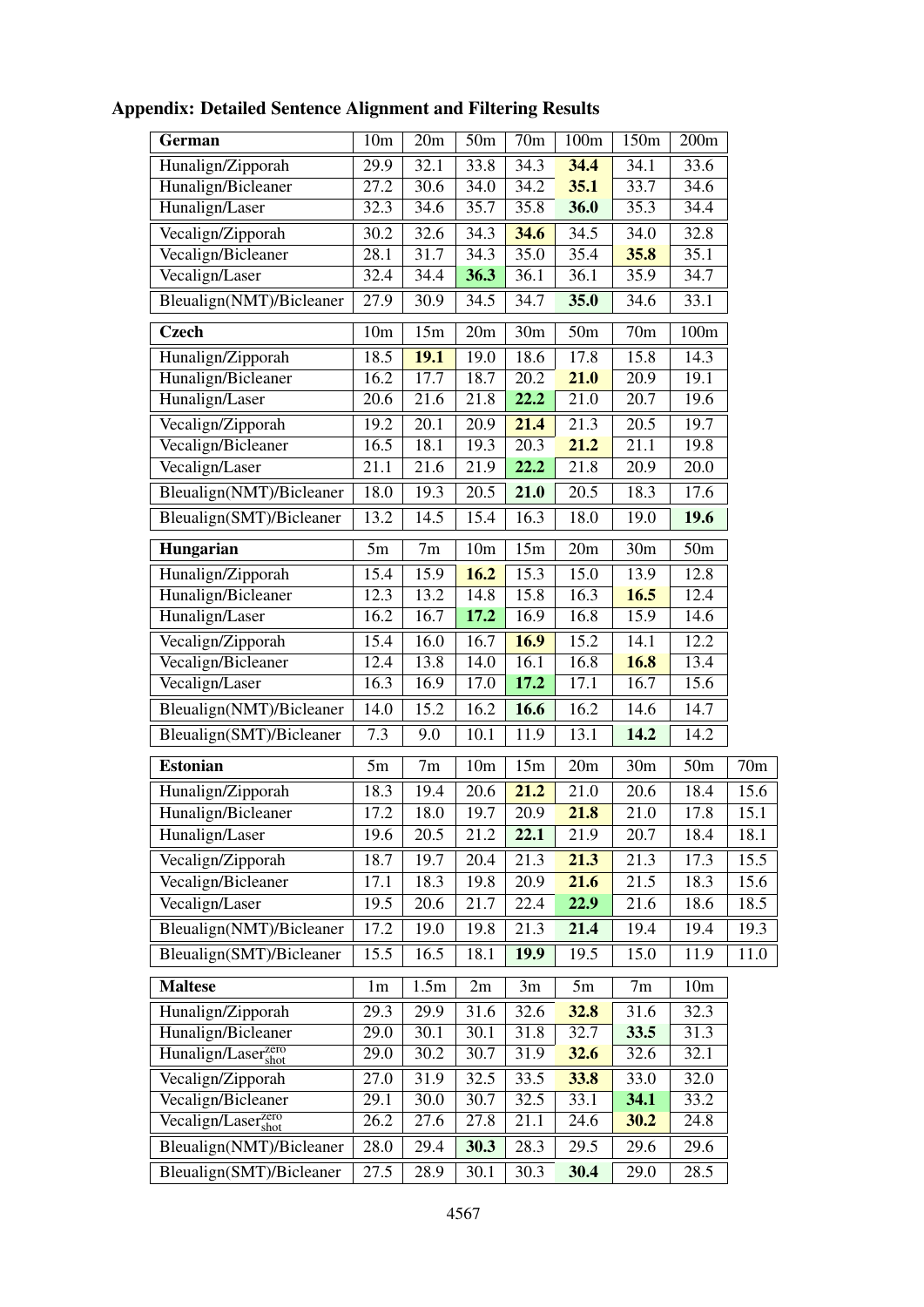## Appendix: Detailed Sentence Alignment and Filtering Results

| German | 10m | 20m | 50m | 70m | 100m | 150m | 200m |
|---|---|---|---|---|---|---|---|
| Hunalign/Zipporah | 29.9 | 32.1 | 33.8 | 34.3 | **34.4** | 34.1 | 33.6 |
| Hunalign/Bicleaner | 27.2 | 30.6 | 34.0 | 34.2 | **35.1** | 33.7 | 34.6 |
| Hunalign/Laser | 32.3 | 34.6 | 35.7 | 35.8 | **36.0** | 35.3 | 34.4 |
| Vecalign/Zipporah | 30.2 | 32.6 | 34.3 | **34.6** | 34.5 | 34.0 | 32.8 |
| Vecalign/Bicleaner | 28.1 | 31.7 | 34.3 | 35.0 | 35.4 | **35.8** | 35.1 |
| Vecalign/Laser | 32.4 | 34.4 | **36.3** | 36.1 | 36.1 | 35.9 | 34.7 |
| Bleualign(NMT)/Bicleaner | 27.9 | 30.9 | 34.5 | 34.7 | **35.0** | 34.6 | 33.1 |

| Czech | 10m | 15m | 20m | 30m | 50m | 70m | 100m |
|---|---|---|---|---|---|---|---|
| Hunalign/Zipporah | 18.5 | **19.1** | 19.0 | 18.6 | 17.8 | 15.8 | 14.3 |
| Hunalign/Bicleaner | 16.2 | 17.7 | 18.7 | 20.2 | **21.0** | 20.9 | 19.1 |
| Hunalign/Laser | 20.6 | 21.6 | 21.8 | **22.2** | 21.0 | 20.7 | 19.6 |
| Vecalign/Zipporah | 19.2 | 20.1 | 20.9 | **21.4** | 21.3 | 20.5 | 19.7 |
| Vecalign/Bicleaner | 16.5 | 18.1 | 19.3 | 20.3 | **21.2** | 21.1 | 19.8 |
| Vecalign/Laser | 21.1 | 21.6 | 21.9 | **22.2** | 21.8 | 20.9 | 20.0 |
| Bleualign(NMT)/Bicleaner | 18.0 | 19.3 | 20.5 | **21.0** | 20.5 | 18.3 | 17.6 |
| Bleualign(SMT)/Bicleaner | 13.2 | 14.5 | 15.4 | 16.3 | 18.0 | 19.0 | **19.6** |

| Hungarian | 5m | 7m | 10m | 15m | 20m | 30m | 50m |
|---|---|---|---|---|---|---|---|
| Hunalign/Zipporah | 15.4 | 15.9 | **16.2** | 15.3 | 15.0 | 13.9 | 12.8 |
| Hunalign/Bicleaner | 12.3 | 13.2 | 14.8 | 15.8 | 16.3 | **16.5** | 12.4 |
| Hunalign/Laser | 16.2 | 16.7 | **17.2** | 16.9 | 16.8 | 15.9 | 14.6 |
| Vecalign/Zipporah | 15.4 | 16.0 | 16.7 | **16.9** | 15.2 | 14.1 | 12.2 |
| Vecalign/Bicleaner | 12.4 | 13.8 | 14.0 | 16.1 | 16.8 | **16.8** | 13.4 |
| Vecalign/Laser | 16.3 | 16.9 | 17.0 | **17.2** | 17.1 | 16.7 | 15.6 |
| Bleualign(NMT)/Bicleaner | 14.0 | 15.2 | 16.2 | **16.6** | 16.2 | 14.6 | 14.7 |
| Bleualign(SMT)/Bicleaner | 7.3 | 9.0 | 10.1 | 11.9 | 13.1 | **14.2** | 14.2 |

| Estonian | 5m | 7m | 10m | 15m | 20m | 30m | 50m | 70m |
|---|---|---|---|---|---|---|---|---|
| Hunalign/Zipporah | 18.3 | 19.4 | 20.6 | **21.2** | 21.0 | 20.6 | 18.4 | 15.6 |
| Hunalign/Bicleaner | 17.2 | 18.0 | 19.7 | 20.9 | **21.8** | 21.0 | 17.8 | 15.1 |
| Hunalign/Laser | 19.6 | 20.5 | 21.2 | **22.1** | 21.9 | 20.7 | 18.4 | 18.1 |
| Vecalign/Zipporah | 18.7 | 19.7 | 20.4 | 21.3 | **21.3** | 21.3 | 17.3 | 15.5 |
| Vecalign/Bicleaner | 17.1 | 18.3 | 19.8 | 20.9 | **21.6** | 21.5 | 18.3 | 15.6 |
| Vecalign/Laser | 19.5 | 20.6 | 21.7 | 22.4 | **22.9** | 21.6 | 18.6 | 18.5 |
| Bleualign(NMT)/Bicleaner | 17.2 | 19.0 | 19.8 | 21.3 | **21.4** | 19.4 | 19.4 | 19.3 |
| Bleualign(SMT)/Bicleaner | 15.5 | 16.5 | 18.1 | **19.9** | 19.5 | 15.0 | 11.9 | 11.0 |

| Maltese | 1m | 1.5m | 2m | 3m | 5m | 7m | 10m |
|---|---|---|---|---|---|---|---|
| Hunalign/Zipporah | 29.3 | 29.9 | 31.6 | 32.6 | **32.8** | 31.6 | 32.3 |
| Hunalign/Bicleaner | 29.0 | 30.1 | 30.1 | 31.8 | 32.7 | **33.5** | 31.3 |
| Hunalign/Laser$^{\text{zero}}_{\text{shot}}$ | 29.0 | 30.2 | 30.7 | 31.9 | **32.6** | 32.6 | 32.1 |
| Vecalign/Zipporah | 27.0 | 31.9 | 32.5 | 33.5 | **33.8** | 33.0 | 32.0 |
| Vecalign/Bicleaner | 29.1 | 30.0 | 30.7 | 32.5 | 33.1 | **34.1** | 33.2 |
| Vecalign/Laser$^{\text{zero}}_{\text{shot}}$ | 26.2 | 27.6 | 27.8 | 21.1 | 24.6 | **30.2** | 24.8 |
| Bleualign(NMT)/Bicleaner | 28.0 | 29.4 | **30.3** | 28.3 | 29.5 | 29.6 | 29.6 |
| Bleualign(SMT)/Bicleaner | 27.5 | 28.9 | 30.1 | 30.3 | **30.4** | 29.0 | 28.5 |